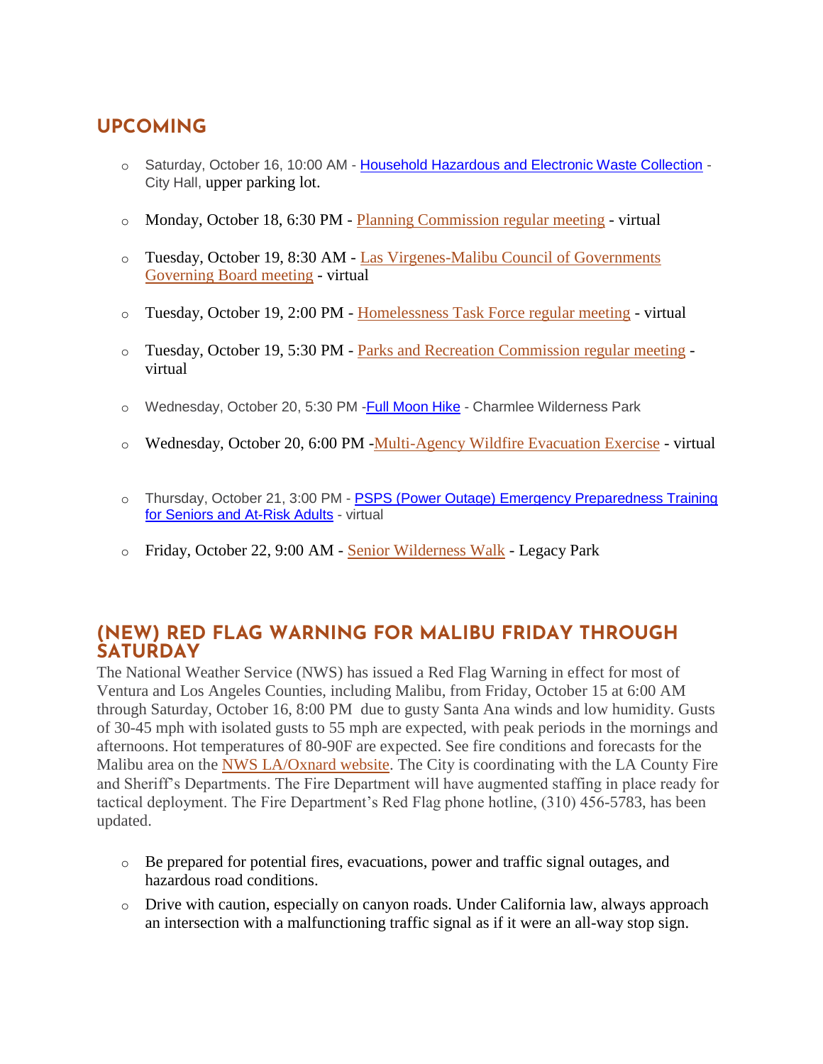## UPCOMING

- Saturday, October 16, 10:00 AM - Household Hazardous and Electronic Waste Collection - City Hall, upper parking lot.
- Monday, October 18, 6:30 PM - Planning Commission regular meeting - virtual
- Tuesday, October 19, 8:30 AM - Las Virgenes-Malibu Council of Governments Governing Board meeting - virtual
- Tuesday, October 19, 2:00 PM - Homelessness Task Force regular meeting - virtual
- Tuesday, October 19, 5:30 PM - Parks and Recreation Commission regular meeting - virtual
- Wednesday, October 20, 5:30 PM -Full Moon Hike - Charmlee Wilderness Park
- Wednesday, October 20, 6:00 PM -Multi-Agency Wildfire Evacuation Exercise - virtual
- Thursday, October 21, 3:00 PM - PSPS (Power Outage) Emergency Preparedness Training for Seniors and At-Risk Adults - virtual
- Friday, October 22, 9:00 AM - Senior Wilderness Walk - Legacy Park

## (NEW) RED FLAG WARNING FOR MALIBU FRIDAY THROUGH SATURDAY

The National Weather Service (NWS) has issued a Red Flag Warning in effect for most of Ventura and Los Angeles Counties, including Malibu, from Friday, October 15 at 6:00 AM through Saturday, October 16, 8:00 PM due to gusty Santa Ana winds and low humidity. Gusts of 30-45 mph with isolated gusts to 55 mph are expected, with peak periods in the mornings and afternoons. Hot temperatures of 80-90F are expected. See fire conditions and forecasts for the Malibu area on the NWS LA/Oxnard website. The City is coordinating with the LA County Fire and Sheriff's Departments. The Fire Department will have augmented staffing in place ready for tactical deployment. The Fire Department's Red Flag phone hotline, (310) 456-5783, has been updated.

- Be prepared for potential fires, evacuations, power and traffic signal outages, and hazardous road conditions.
- Drive with caution, especially on canyon roads. Under California law, always approach an intersection with a malfunctioning traffic signal as if it were an all-way stop sign.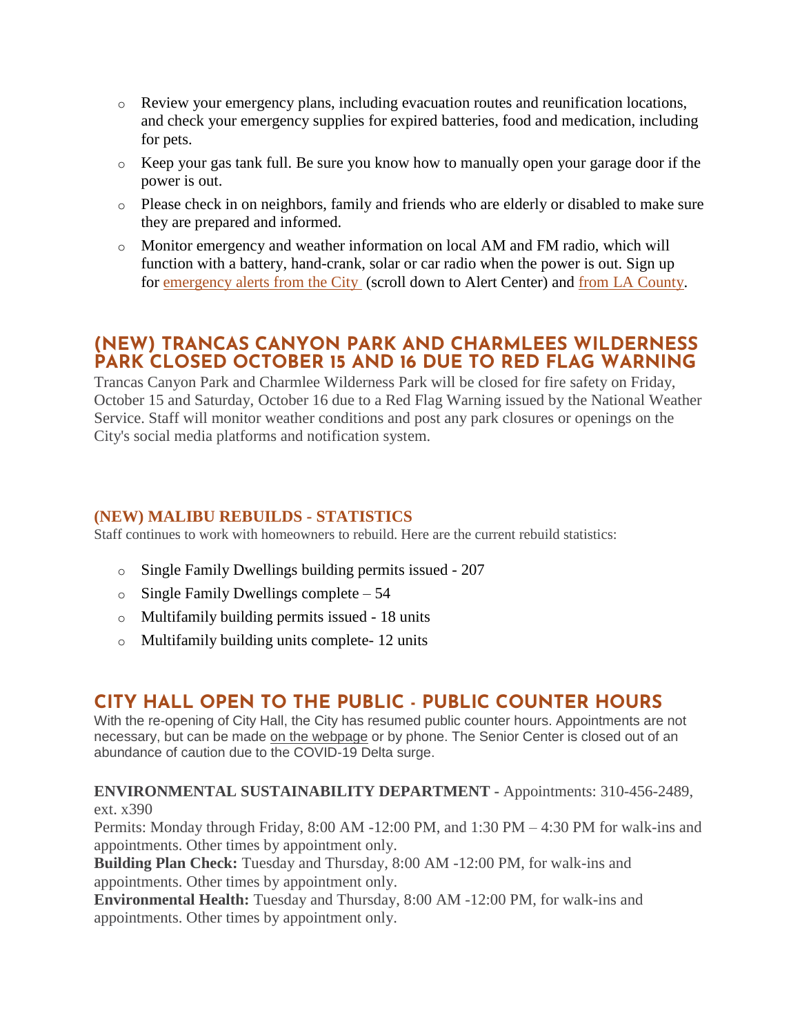- Review your emergency plans, including evacuation routes and reunification locations, and check your emergency supplies for expired batteries, food and medication, including for pets.
- Keep your gas tank full. Be sure you know how to manually open your garage door if the power is out.
- Please check in on neighbors, family and friends who are elderly or disabled to make sure they are prepared and informed.
- Monitor emergency and weather information on local AM and FM radio, which will function with a battery, hand-crank, solar or car radio when the power is out. Sign up for emergency alerts from the City (scroll down to Alert Center) and from LA County.

## (NEW) TRANCAS CANYON PARK AND CHARMLEES WILDERNESS PARK CLOSED OCTOBER 15 AND 16 DUE TO RED FLAG WARNING

Trancas Canyon Park and Charmlee Wilderness Park will be closed for fire safety on Friday, October 15 and Saturday, October 16 due to a Red Flag Warning issued by the National Weather Service. Staff will monitor weather conditions and post any park closures or openings on the City's social media platforms and notification system.

### (NEW) MALIBU REBUILDS - STATISTICS

Staff continues to work with homeowners to rebuild. Here are the current rebuild statistics:

- Single Family Dwellings building permits issued - 207
- Single Family Dwellings complete – 54
- Multifamily building permits issued - 18 units
- Multifamily building units complete- 12 units

## CITY HALL OPEN TO THE PUBLIC - PUBLIC COUNTER HOURS

With the re-opening of City Hall, the City has resumed public counter hours. Appointments are not necessary, but can be made on the webpage or by phone. The Senior Center is closed out of an abundance of caution due to the COVID-19 Delta surge.

**ENVIRONMENTAL SUSTAINABILITY DEPARTMENT -** Appointments: 310-456-2489, ext. x390
Permits: Monday through Friday, 8:00 AM -12:00 PM, and 1:30 PM – 4:30 PM for walk-ins and appointments. Other times by appointment only.
**Building Plan Check:** Tuesday and Thursday, 8:00 AM -12:00 PM, for walk-ins and appointments. Other times by appointment only.
**Environmental Health:** Tuesday and Thursday, 8:00 AM -12:00 PM, for walk-ins and appointments. Other times by appointment only.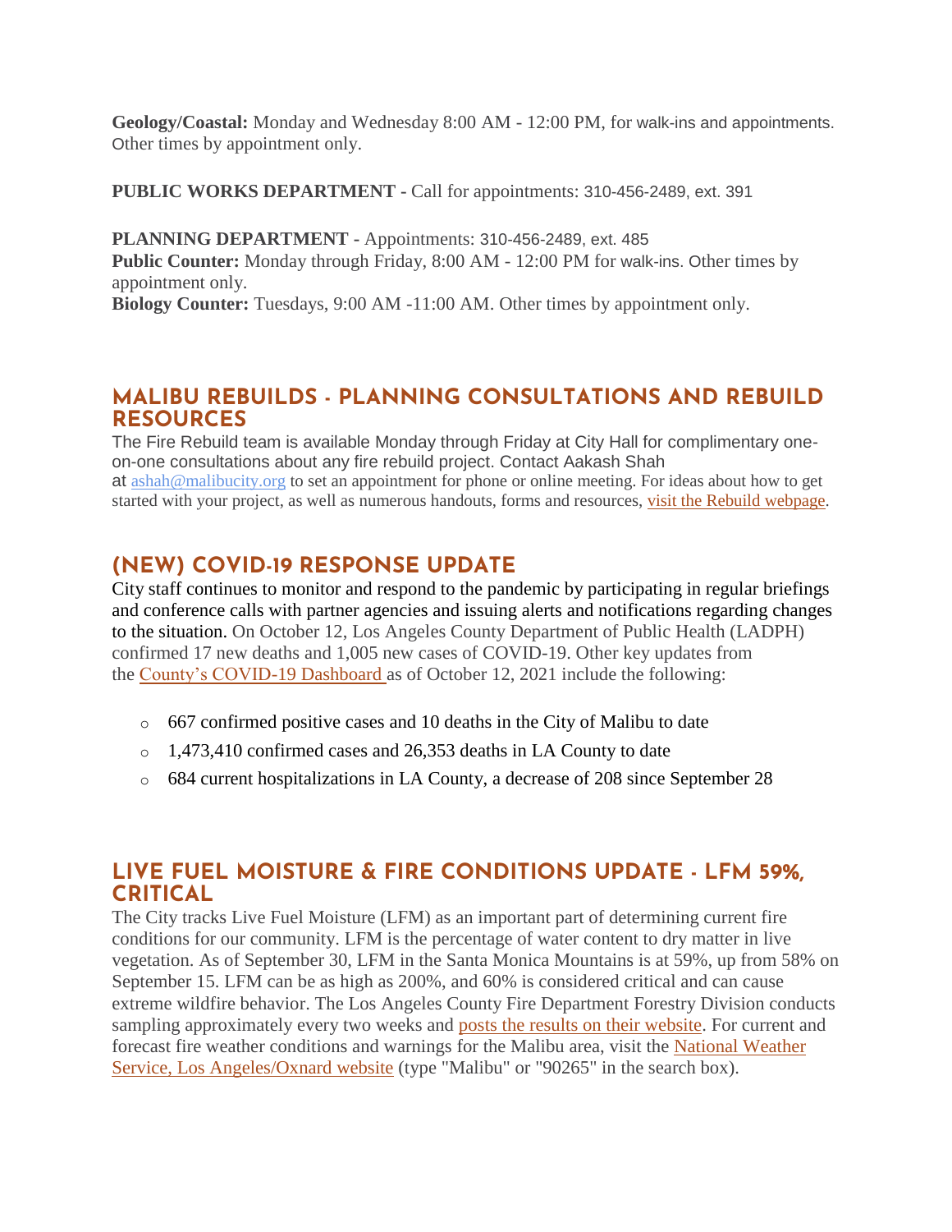**Geology/Coastal:** Monday and Wednesday 8:00 AM - 12:00 PM, for walk-ins and appointments. Other times by appointment only.

**PUBLIC WORKS DEPARTMENT -** Call for appointments: 310-456-2489, ext. 391

**PLANNING DEPARTMENT -** Appointments: 310-456-2489, ext. 485
**Public Counter:** Monday through Friday, 8:00 AM - 12:00 PM for walk-ins. Other times by appointment only.
**Biology Counter:** Tuesdays, 9:00 AM -11:00 AM. Other times by appointment only.

## MALIBU REBUILDS - PLANNING CONSULTATIONS AND REBUILD RESOURCES

The Fire Rebuild team is available Monday through Friday at City Hall for complimentary one-on-one consultations about any fire rebuild project. Contact Aakash Shah at ashah@malibucity.org to set an appointment for phone or online meeting. For ideas about how to get started with your project, as well as numerous handouts, forms and resources, visit the Rebuild webpage.

## (NEW) COVID-19 RESPONSE UPDATE

City staff continues to monitor and respond to the pandemic by participating in regular briefings and conference calls with partner agencies and issuing alerts and notifications regarding changes to the situation. On October 12, Los Angeles County Department of Public Health (LADPH) confirmed 17 new deaths and 1,005 new cases of COVID-19. Other key updates from the County's COVID-19 Dashboard as of October 12, 2021 include the following:

- 667 confirmed positive cases and 10 deaths in the City of Malibu to date
- 1,473,410 confirmed cases and 26,353 deaths in LA County to date
- 684 current hospitalizations in LA County, a decrease of 208 since September 28

## LIVE FUEL MOISTURE & FIRE CONDITIONS UPDATE - LFM 59%, CRITICAL

The City tracks Live Fuel Moisture (LFM) as an important part of determining current fire conditions for our community. LFM is the percentage of water content to dry matter in live vegetation. As of September 30, LFM in the Santa Monica Mountains is at 59%, up from 58% on September 15. LFM can be as high as 200%, and 60% is considered critical and can cause extreme wildfire behavior. The Los Angeles County Fire Department Forestry Division conducts sampling approximately every two weeks and posts the results on their website. For current and forecast fire weather conditions and warnings for the Malibu area, visit the National Weather Service, Los Angeles/Oxnard website (type "Malibu" or "90265" in the search box).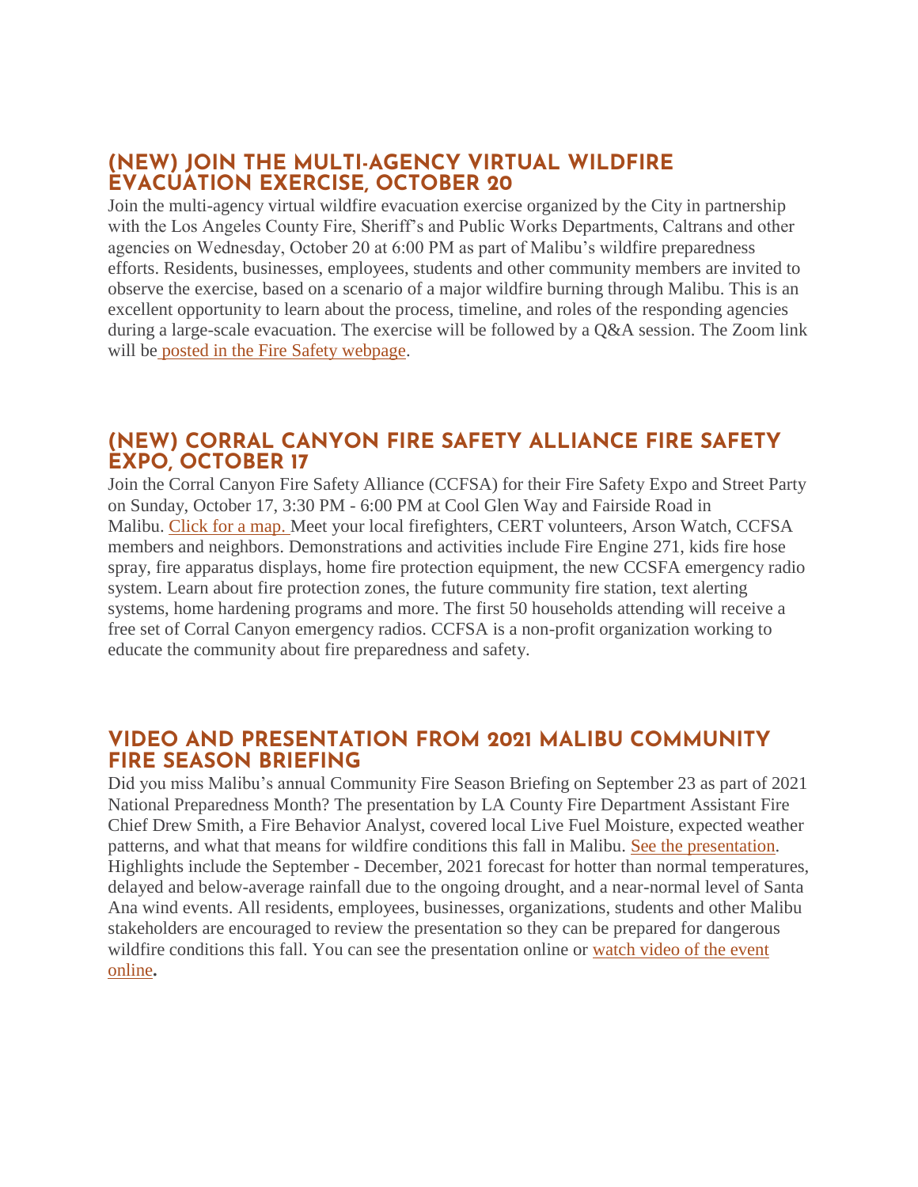## (NEW) JOIN THE MULTI-AGENCY VIRTUAL WILDFIRE EVACUATION EXERCISE, OCTOBER 20

Join the multi-agency virtual wildfire evacuation exercise organized by the City in partnership with the Los Angeles County Fire, Sheriff's and Public Works Departments, Caltrans and other agencies on Wednesday, October 20 at 6:00 PM as part of Malibu's wildfire preparedness efforts. Residents, businesses, employees, students and other community members are invited to observe the exercise, based on a scenario of a major wildfire burning through Malibu. This is an excellent opportunity to learn about the process, timeline, and roles of the responding agencies during a large-scale evacuation. The exercise will be followed by a Q&A session. The Zoom link will be posted in the Fire Safety webpage.

## (NEW) CORRAL CANYON FIRE SAFETY ALLIANCE FIRE SAFETY EXPO, OCTOBER 17

Join the Corral Canyon Fire Safety Alliance (CCFSA) for their Fire Safety Expo and Street Party on Sunday, October 17, 3:30 PM - 6:00 PM at Cool Glen Way and Fairside Road in Malibu. Click for a map. Meet your local firefighters, CERT volunteers, Arson Watch, CCFSA members and neighbors. Demonstrations and activities include Fire Engine 271, kids fire hose spray, fire apparatus displays, home fire protection equipment, the new CCSFA emergency radio system. Learn about fire protection zones, the future community fire station, text alerting systems, home hardening programs and more. The first 50 households attending will receive a free set of Corral Canyon emergency radios. CCFSA is a non-profit organization working to educate the community about fire preparedness and safety.

## VIDEO AND PRESENTATION FROM 2021 MALIBU COMMUNITY FIRE SEASON BRIEFING

Did you miss Malibu's annual Community Fire Season Briefing on September 23 as part of 2021 National Preparedness Month? The presentation by LA County Fire Department Assistant Fire Chief Drew Smith, a Fire Behavior Analyst, covered local Live Fuel Moisture, expected weather patterns, and what that means for wildfire conditions this fall in Malibu. See the presentation. Highlights include the September - December, 2021 forecast for hotter than normal temperatures, delayed and below-average rainfall due to the ongoing drought, and a near-normal level of Santa Ana wind events. All residents, employees, businesses, organizations, students and other Malibu stakeholders are encouraged to review the presentation so they can be prepared for dangerous wildfire conditions this fall. You can see the presentation online or watch video of the event online**.**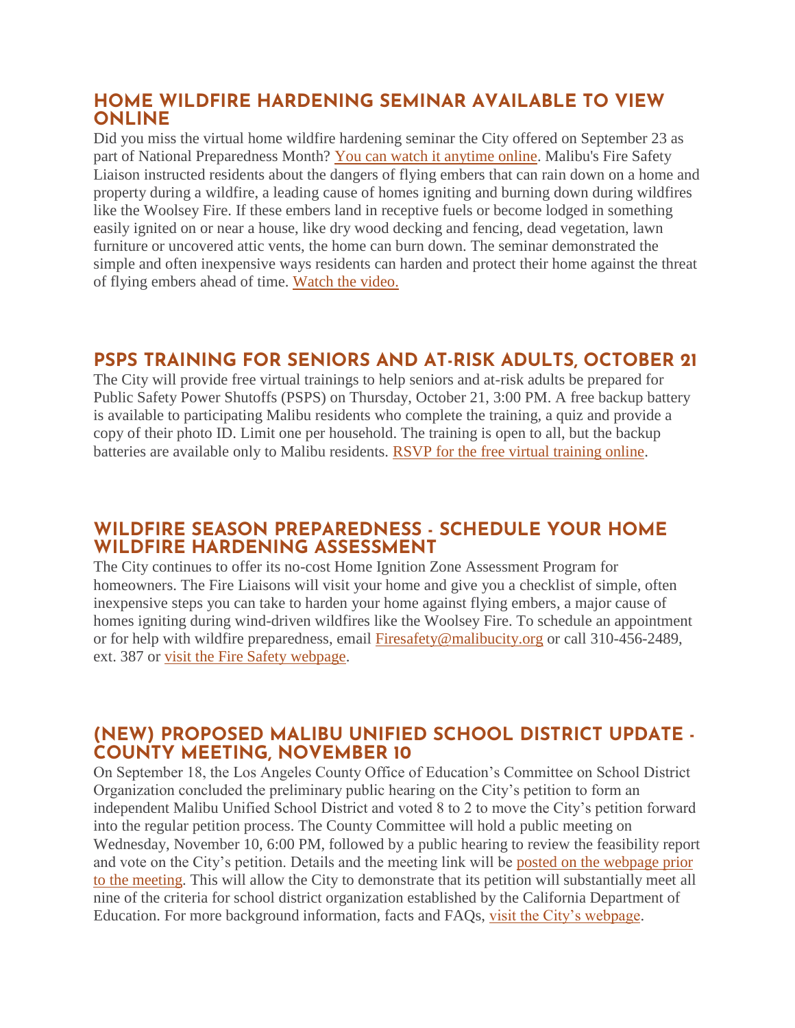## HOME WILDFIRE HARDENING SEMINAR AVAILABLE TO VIEW ONLINE

Did you miss the virtual home wildfire hardening seminar the City offered on September 23 as part of National Preparedness Month? You can watch it anytime online. Malibu's Fire Safety Liaison instructed residents about the dangers of flying embers that can rain down on a home and property during a wildfire, a leading cause of homes igniting and burning down during wildfires like the Woolsey Fire. If these embers land in receptive fuels or become lodged in something easily ignited on or near a house, like dry wood decking and fencing, dead vegetation, lawn furniture or uncovered attic vents, the home can burn down. The seminar demonstrated the simple and often inexpensive ways residents can harden and protect their home against the threat of flying embers ahead of time. Watch the video.

## PSPS TRAINING FOR SENIORS AND AT-RISK ADULTS, OCTOBER 21

The City will provide free virtual trainings to help seniors and at-risk adults be prepared for Public Safety Power Shutoffs (PSPS) on Thursday, October 21, 3:00 PM. A free backup battery is available to participating Malibu residents who complete the training, a quiz and provide a copy of their photo ID. Limit one per household. The training is open to all, but the backup batteries are available only to Malibu residents. RSVP for the free virtual training online.

## WILDFIRE SEASON PREPAREDNESS - SCHEDULE YOUR HOME WILDFIRE HARDENING ASSESSMENT

The City continues to offer its no-cost Home Ignition Zone Assessment Program for homeowners. The Fire Liaisons will visit your home and give you a checklist of simple, often inexpensive steps you can take to harden your home against flying embers, a major cause of homes igniting during wind-driven wildfires like the Woolsey Fire. To schedule an appointment or for help with wildfire preparedness, email Firesafety@malibucity.org or call 310-456-2489, ext. 387 or visit the Fire Safety webpage.

## (NEW) PROPOSED MALIBU UNIFIED SCHOOL DISTRICT UPDATE - COUNTY MEETING, NOVEMBER 10

On September 18, the Los Angeles County Office of Education's Committee on School District Organization concluded the preliminary public hearing on the City's petition to form an independent Malibu Unified School District and voted 8 to 2 to move the City's petition forward into the regular petition process. The County Committee will hold a public meeting on Wednesday, November 10, 6:00 PM, followed by a public hearing to review the feasibility report and vote on the City's petition. Details and the meeting link will be posted on the webpage prior to the meeting. This will allow the City to demonstrate that its petition will substantially meet all nine of the criteria for school district organization established by the California Department of Education. For more background information, facts and FAQs, visit the City's webpage.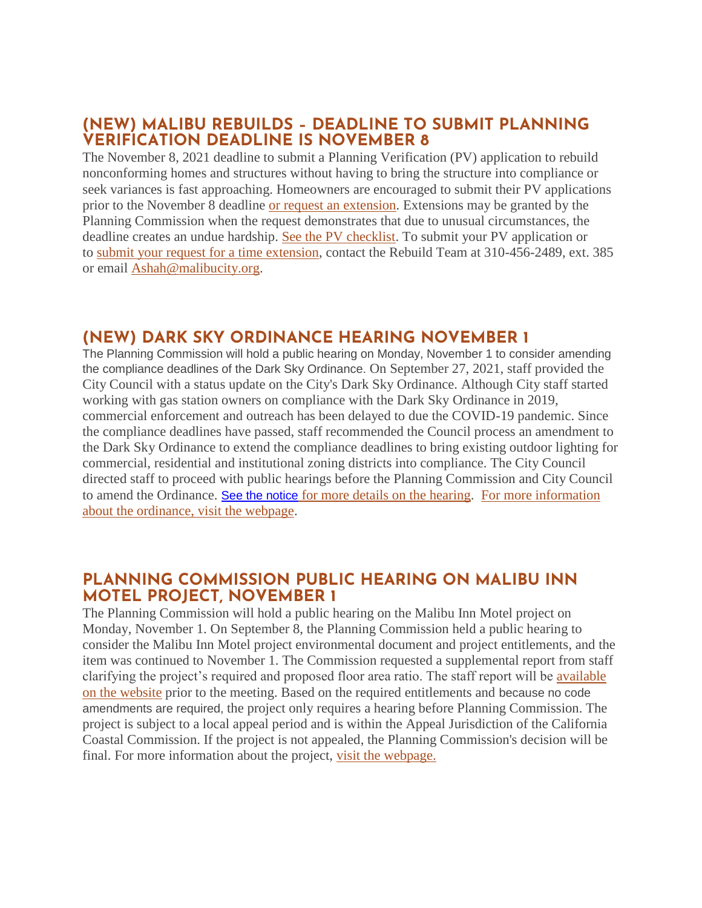## (NEW) MALIBU REBUILDS - DEADLINE TO SUBMIT PLANNING VERIFICATION DEADLINE IS NOVEMBER 8

The November 8, 2021 deadline to submit a Planning Verification (PV) application to rebuild nonconforming homes and structures without having to bring the structure into compliance or seek variances is fast approaching. Homeowners are encouraged to submit their PV applications prior to the November 8 deadline or request an extension. Extensions may be granted by the Planning Commission when the request demonstrates that due to unusual circumstances, the deadline creates an undue hardship. See the PV checklist. To submit your PV application or to submit your request for a time extension, contact the Rebuild Team at 310-456-2489, ext. 385 or email Ashah@malibucity.org.

## (NEW) DARK SKY ORDINANCE HEARING NOVEMBER 1

The Planning Commission will hold a public hearing on Monday, November 1 to consider amending the compliance deadlines of the Dark Sky Ordinance. On September 27, 2021, staff provided the City Council with a status update on the City's Dark Sky Ordinance. Although City staff started working with gas station owners on compliance with the Dark Sky Ordinance in 2019, commercial enforcement and outreach has been delayed to due the COVID-19 pandemic. Since the compliance deadlines have passed, staff recommended the Council process an amendment to the Dark Sky Ordinance to extend the compliance deadlines to bring existing outdoor lighting for commercial, residential and institutional zoning districts into compliance. The City Council directed staff to proceed with public hearings before the Planning Commission and City Council to amend the Ordinance. See the notice for more details on the hearing. For more information about the ordinance, visit the webpage.

## PLANNING COMMISSION PUBLIC HEARING ON MALIBU INN MOTEL PROJECT, NOVEMBER 1

The Planning Commission will hold a public hearing on the Malibu Inn Motel project on Monday, November 1. On September 8, the Planning Commission held a public hearing to consider the Malibu Inn Motel project environmental document and project entitlements, and the item was continued to November 1. The Commission requested a supplemental report from staff clarifying the project's required and proposed floor area ratio. The staff report will be available on the website prior to the meeting. Based on the required entitlements and because no code amendments are required, the project only requires a hearing before Planning Commission. The project is subject to a local appeal period and is within the Appeal Jurisdiction of the California Coastal Commission. If the project is not appealed, the Planning Commission's decision will be final. For more information about the project, visit the webpage.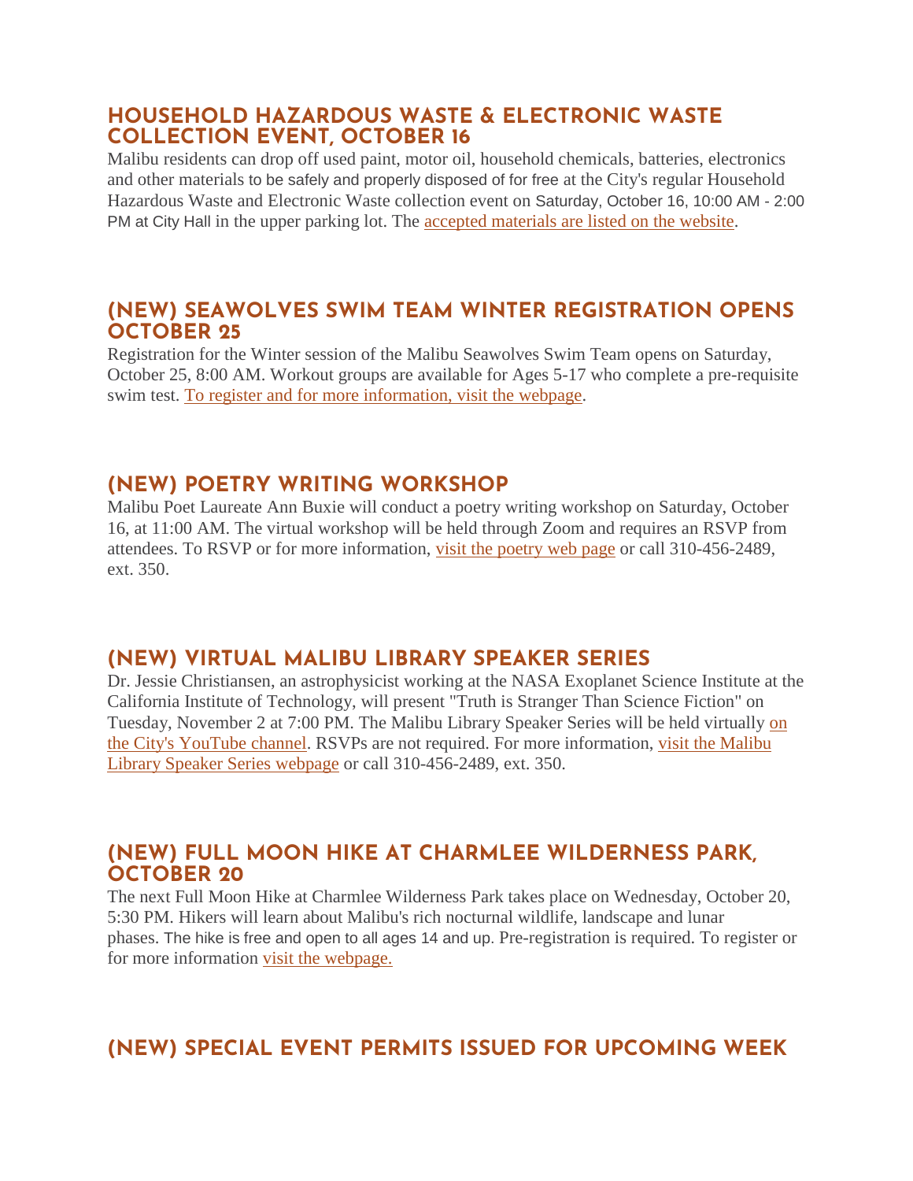## HOUSEHOLD HAZARDOUS WASTE & ELECTRONIC WASTE COLLECTION EVENT, OCTOBER 16

Malibu residents can drop off used paint, motor oil, household chemicals, batteries, electronics and other materials to be safely and properly disposed of for free at the City's regular Household Hazardous Waste and Electronic Waste collection event on Saturday, October 16, 10:00 AM - 2:00 PM at City Hall in the upper parking lot. The accepted materials are listed on the website.

## (NEW) SEAWOLVES SWIM TEAM WINTER REGISTRATION OPENS OCTOBER 25

Registration for the Winter session of the Malibu Seawolves Swim Team opens on Saturday, October 25, 8:00 AM. Workout groups are available for Ages 5-17 who complete a pre-requisite swim test. To register and for more information, visit the webpage.

## (NEW) POETRY WRITING WORKSHOP

Malibu Poet Laureate Ann Buxie will conduct a poetry writing workshop on Saturday, October 16, at 11:00 AM. The virtual workshop will be held through Zoom and requires an RSVP from attendees. To RSVP or for more information, visit the poetry web page or call 310-456-2489, ext. 350.

## (NEW) VIRTUAL MALIBU LIBRARY SPEAKER SERIES

Dr. Jessie Christiansen, an astrophysicist working at the NASA Exoplanet Science Institute at the California Institute of Technology, will present "Truth is Stranger Than Science Fiction" on Tuesday, November 2 at 7:00 PM. The Malibu Library Speaker Series will be held virtually on the City's YouTube channel. RSVPs are not required. For more information, visit the Malibu Library Speaker Series webpage or call 310-456-2489, ext. 350.

## (NEW) FULL MOON HIKE AT CHARMLEE WILDERNESS PARK, OCTOBER 20

The next Full Moon Hike at Charmlee Wilderness Park takes place on Wednesday, October 20, 5:30 PM. Hikers will learn about Malibu's rich nocturnal wildlife, landscape and lunar phases. The hike is free and open to all ages 14 and up. Pre-registration is required. To register or for more information visit the webpage.

## (NEW) SPECIAL EVENT PERMITS ISSUED FOR UPCOMING WEEK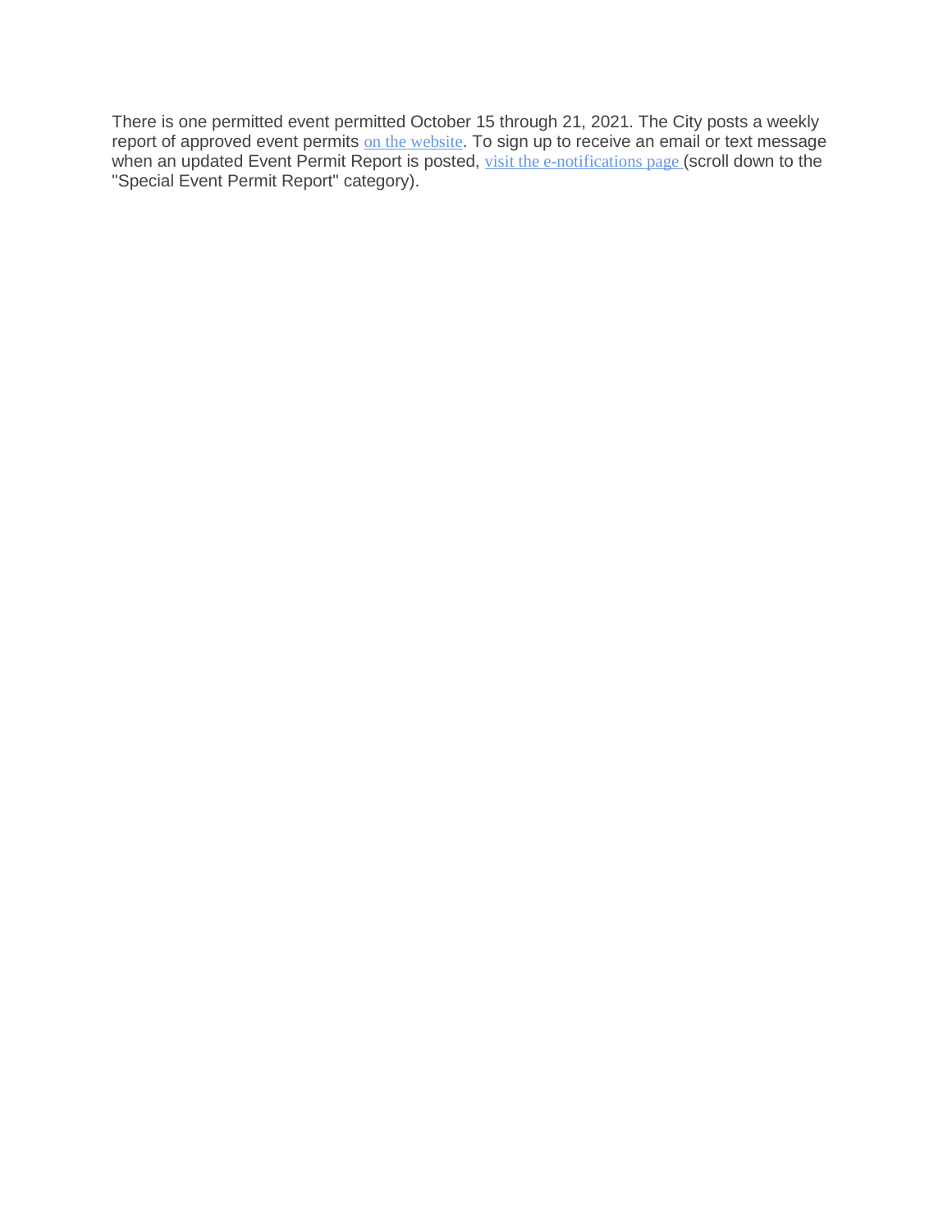There is one permitted event permitted October 15 through 21, 2021. The City posts a weekly report of approved event permits on the website. To sign up to receive an email or text message when an updated Event Permit Report is posted, visit the e-notifications page (scroll down to the "Special Event Permit Report" category).